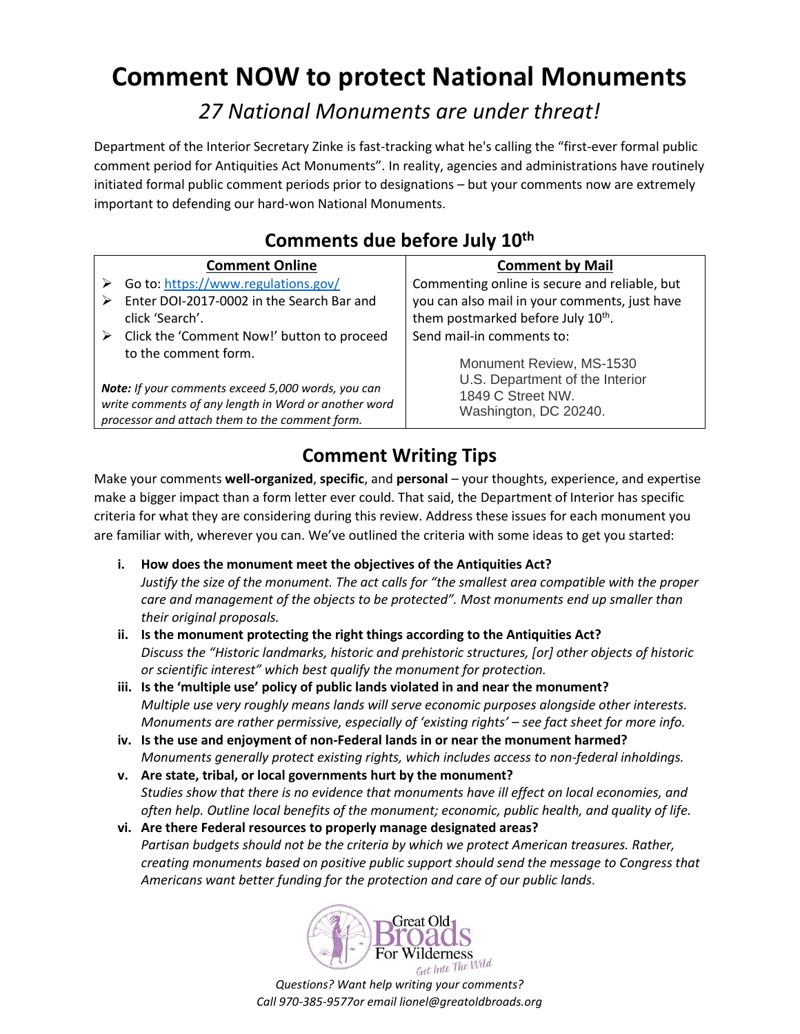# Comment NOW to protect National Monuments

## *27 National Monuments are under threat!*

Department of the Interior Secretary Zinke is fast-tracking what he's calling the "first-ever formal public comment period for Antiquities Act Monuments". In reality, agencies and administrations have routinely initiated formal public comment periods prior to designations – but your comments now are extremely important to defending our hard-won National Monuments.

## Comments due before July 10th

| Comment Online | Comment by Mail |
|---|---|
| ➢ Go to: https://www.regulations.gov/<br>➢ Enter DOI-2017-0002 in the Search Bar and click 'Search'.<br>➢ Click the 'Comment Now!' button to proceed to the comment form.<br><br>***Note:** If your comments exceed 5,000 words, you can write comments of any length in Word or another word processor and attach them to the comment form.* | Commenting online is secure and reliable, but you can also mail in your comments, just have them postmarked before July 10th.<br>Send mail-in comments to:<br><br>Monument Review, MS-1530<br>U.S. Department of the Interior<br>1849 C Street NW.<br>Washington, DC 20240. |

## Comment Writing Tips

Make your comments **well-organized**, **specific**, and **personal** – your thoughts, experience, and expertise make a bigger impact than a form letter ever could. That said, the Department of Interior has specific criteria for what they are considering during this review. Address these issues for each monument you are familiar with, wherever you can. We've outlined the criteria with some ideas to get you started:

i. **How does the monument meet the objectives of the Antiquities Act?**
   *Justify the size of the monument. The act calls for "the smallest area compatible with the proper care and management of the objects to be protected". Most monuments end up smaller than their original proposals.*

ii. **Is the monument protecting the right things according to the Antiquities Act?**
   *Discuss the "Historic landmarks, historic and prehistoric structures, [or] other objects of historic or scientific interest" which best qualify the monument for protection.*

iii. **Is the 'multiple use' policy of public lands violated in and near the monument?**
   *Multiple use very roughly means lands will serve economic purposes alongside other interests. Monuments are rather permissive, especially of 'existing rights' – see fact sheet for more info.*

iv. **Is the use and enjoyment of non-Federal lands in or near the monument harmed?**
   *Monuments generally protect existing rights, which includes access to non-federal inholdings.*

v. **Are state, tribal, or local governments hurt by the monument?**
   *Studies show that there is no evidence that monuments have ill effect on local economies, and often help. Outline local benefits of the monument; economic, public health, and quality of life.*

vi. **Are there Federal resources to properly manage designated areas?**
   *Partisan budgets should not be the criteria by which we protect American treasures. Rather, creating monuments based on positive public support should send the message to Congress that Americans want better funding for the protection and care of our public lands.*

Great Old Broads For Wilderness — Get Into The Wild

*Questions? Want help writing your comments?*
*Call 970-385-9577or email lionel@greatoldbroads.org*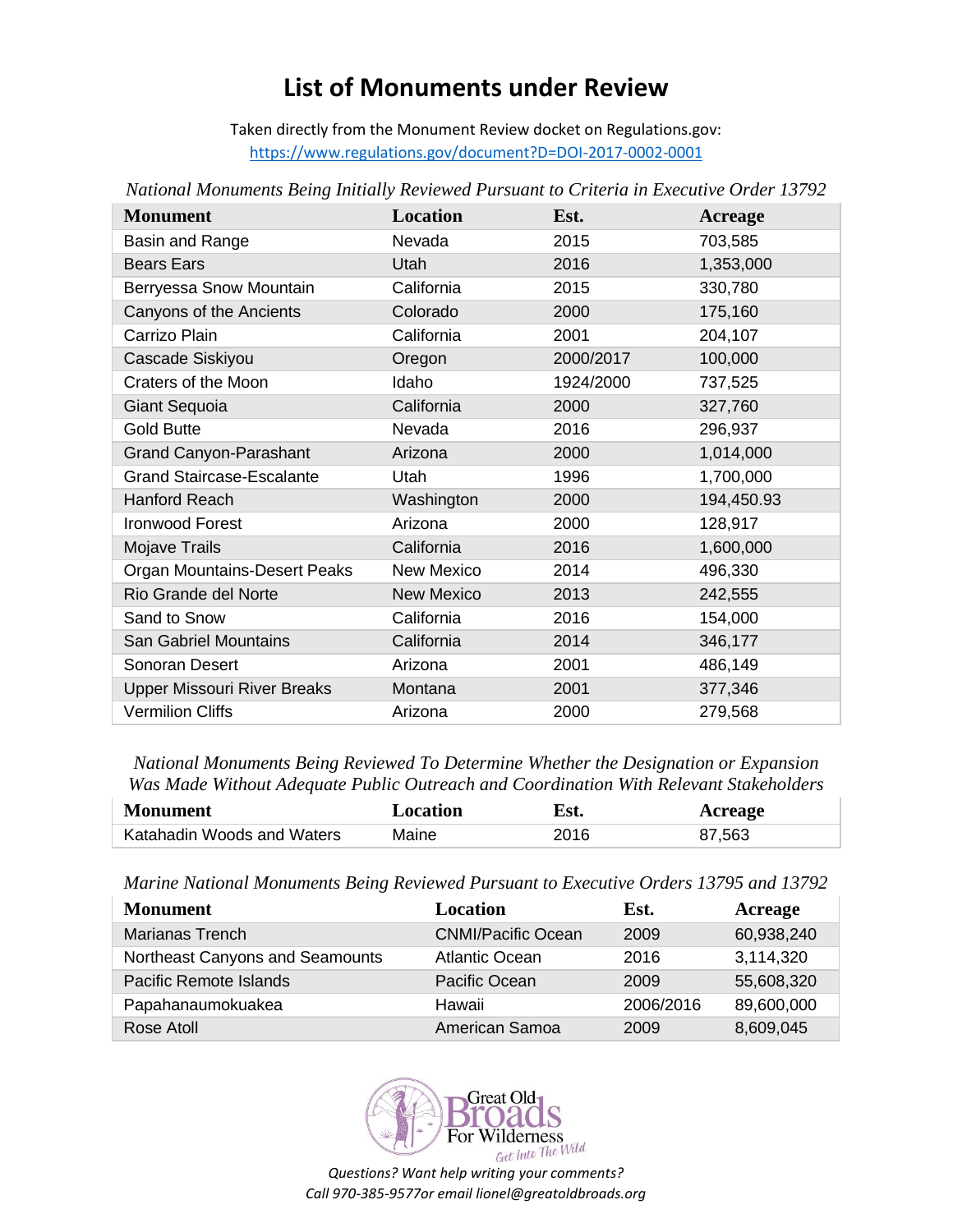# List of Monuments under Review

Taken directly from the Monument Review docket on Regulations.gov:
https://www.regulations.gov/document?D=DOI-2017-0002-0001

*National Monuments Being Initially Reviewed Pursuant to Criteria in Executive Order 13792*

| Monument | Location | Est. | Acreage |
|---|---|---|---|
| Basin and Range | Nevada | 2015 | 703,585 |
| Bears Ears | Utah | 2016 | 1,353,000 |
| Berryessa Snow Mountain | California | 2015 | 330,780 |
| Canyons of the Ancients | Colorado | 2000 | 175,160 |
| Carrizo Plain | California | 2001 | 204,107 |
| Cascade Siskiyou | Oregon | 2000/2017 | 100,000 |
| Craters of the Moon | Idaho | 1924/2000 | 737,525 |
| Giant Sequoia | California | 2000 | 327,760 |
| Gold Butte | Nevada | 2016 | 296,937 |
| Grand Canyon-Parashant | Arizona | 2000 | 1,014,000 |
| Grand Staircase-Escalante | Utah | 1996 | 1,700,000 |
| Hanford Reach | Washington | 2000 | 194,450.93 |
| Ironwood Forest | Arizona | 2000 | 128,917 |
| Mojave Trails | California | 2016 | 1,600,000 |
| Organ Mountains-Desert Peaks | New Mexico | 2014 | 496,330 |
| Rio Grande del Norte | New Mexico | 2013 | 242,555 |
| Sand to Snow | California | 2016 | 154,000 |
| San Gabriel Mountains | California | 2014 | 346,177 |
| Sonoran Desert | Arizona | 2001 | 486,149 |
| Upper Missouri River Breaks | Montana | 2001 | 377,346 |
| Vermilion Cliffs | Arizona | 2000 | 279,568 |

*National Monuments Being Reviewed To Determine Whether the Designation or Expansion Was Made Without Adequate Public Outreach and Coordination With Relevant Stakeholders*

| Monument | Location | Est. | Acreage |
|---|---|---|---|
| Katahadin Woods and Waters | Maine | 2016 | 87,563 |

*Marine National Monuments Being Reviewed Pursuant to Executive Orders 13795 and 13792*

| Monument | Location | Est. | Acreage |
|---|---|---|---|
| Marianas Trench | CNMI/Pacific Ocean | 2009 | 60,938,240 |
| Northeast Canyons and Seamounts | Atlantic Ocean | 2016 | 3,114,320 |
| Pacific Remote Islands | Pacific Ocean | 2009 | 55,608,320 |
| Papahanaumokuakea | Hawaii | 2006/2016 | 89,600,000 |
| Rose Atoll | American Samoa | 2009 | 8,609,045 |

Great Old Broads For Wilderness
Get Into The Wild

*Questions? Want help writing your comments?*
*Call 970-385-9577or email lionel@greatoldbroads.org*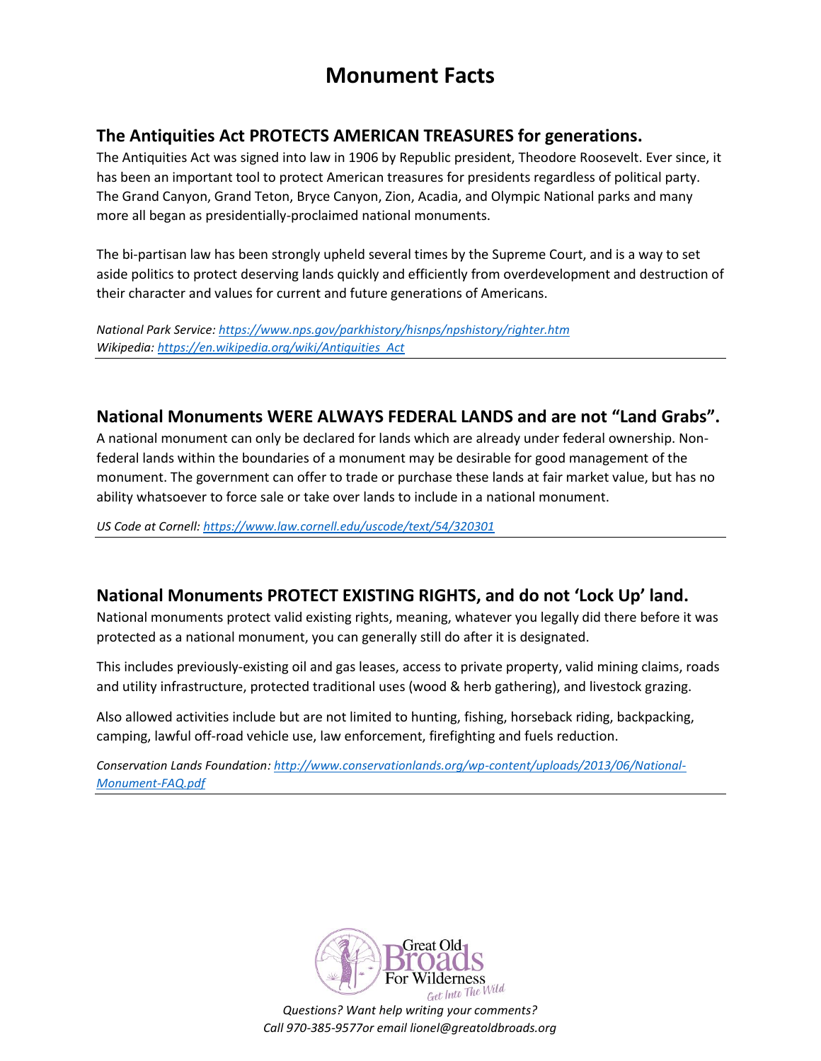# Monument Facts

## The Antiquities Act PROTECTS AMERICAN TREASURES for generations.

The Antiquities Act was signed into law in 1906 by Republic president, Theodore Roosevelt. Ever since, it has been an important tool to protect American treasures for presidents regardless of political party. The Grand Canyon, Grand Teton, Bryce Canyon, Zion, Acadia, and Olympic National parks and many more all began as presidentially-proclaimed national monuments.

The bi-partisan law has been strongly upheld several times by the Supreme Court, and is a way to set aside politics to protect deserving lands quickly and efficiently from overdevelopment and destruction of their character and values for current and future generations of Americans.

*National Park Service: https://www.nps.gov/parkhistory/hisnps/npshistory/righter.htm*
*Wikipedia: https://en.wikipedia.org/wiki/Antiquities_Act*

---

## National Monuments WERE ALWAYS FEDERAL LANDS and are not "Land Grabs".

A national monument can only be declared for lands which are already under federal ownership. Non-federal lands within the boundaries of a monument may be desirable for good management of the monument. The government can offer to trade or purchase these lands at fair market value, but has no ability whatsoever to force sale or take over lands to include in a national monument.

*US Code at Cornell: https://www.law.cornell.edu/uscode/text/54/320301*

---

## National Monuments PROTECT EXISTING RIGHTS, and do not 'Lock Up' land.

National monuments protect valid existing rights, meaning, whatever you legally did there before it was protected as a national monument, you can generally still do after it is designated.

This includes previously-existing oil and gas leases, access to private property, valid mining claims, roads and utility infrastructure, protected traditional uses (wood & herb gathering), and livestock grazing.

Also allowed activities include but are not limited to hunting, fishing, horseback riding, backpacking, camping, lawful off-road vehicle use, law enforcement, firefighting and fuels reduction.

*Conservation Lands Foundation: http://www.conservationlands.org/wp-content/uploads/2013/06/National-Monument-FAQ.pdf*

---

Great Old Broads For Wilderness
Get Into The Wild

*Questions? Want help writing your comments?*
*Call 970-385-9577or email lionel@greatoldbroads.org*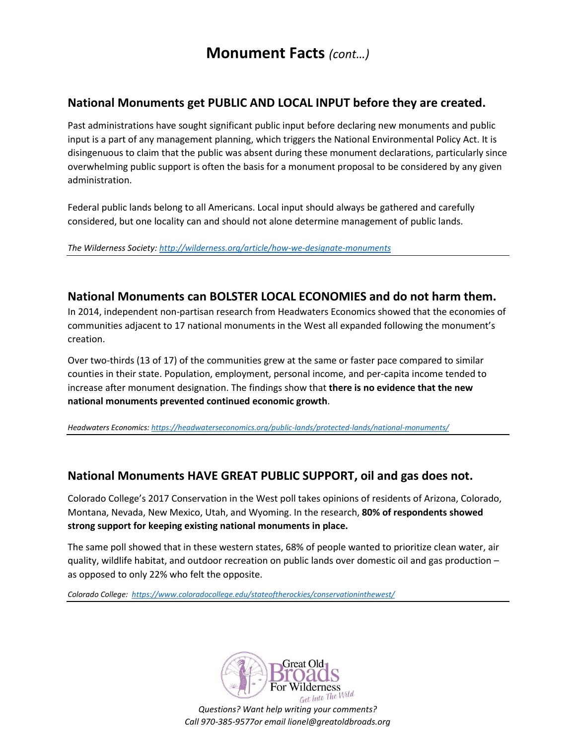# Monument Facts *(cont…)*

## National Monuments get PUBLIC AND LOCAL INPUT before they are created.

Past administrations have sought significant public input before declaring new monuments and public input is a part of any management planning, which triggers the National Environmental Policy Act. It is disingenuous to claim that the public was absent during these monument declarations, particularly since overwhelming public support is often the basis for a monument proposal to be considered by any given administration.

Federal public lands belong to all Americans. Local input should always be gathered and carefully considered, but one locality can and should not alone determine management of public lands.

*The Wilderness Society: http://wilderness.org/article/how-we-designate-monuments*

---

## National Monuments can BOLSTER LOCAL ECONOMIES and do not harm them.

In 2014, independent non-partisan research from Headwaters Economics showed that the economies of communities adjacent to 17 national monuments in the West all expanded following the monument's creation.

Over two-thirds (13 of 17) of the communities grew at the same or faster pace compared to similar counties in their state. Population, employment, personal income, and per-capita income tended to increase after monument designation. The findings show that **there is no evidence that the new national monuments prevented continued economic growth**.

*Headwaters Economics: https://headwaterseconomics.org/public-lands/protected-lands/national-monuments/*

---

## National Monuments HAVE GREAT PUBLIC SUPPORT, oil and gas does not.

Colorado College's 2017 Conservation in the West poll takes opinions of residents of Arizona, Colorado, Montana, Nevada, New Mexico, Utah, and Wyoming. In the research, **80% of respondents showed strong support for keeping existing national monuments in place.**

The same poll showed that in these western states, 68% of people wanted to prioritize clean water, air quality, wildlife habitat, and outdoor recreation on public lands over domestic oil and gas production – as opposed to only 22% who felt the opposite.

*Colorado College: https://www.coloradocollege.edu/stateoftherockies/conservationinthewest/*

---

Great Old Broads For Wilderness
Get Into The Wild

*Questions? Want help writing your comments?*
*Call 970-385-9577or email lionel@greatoldbroads.org*